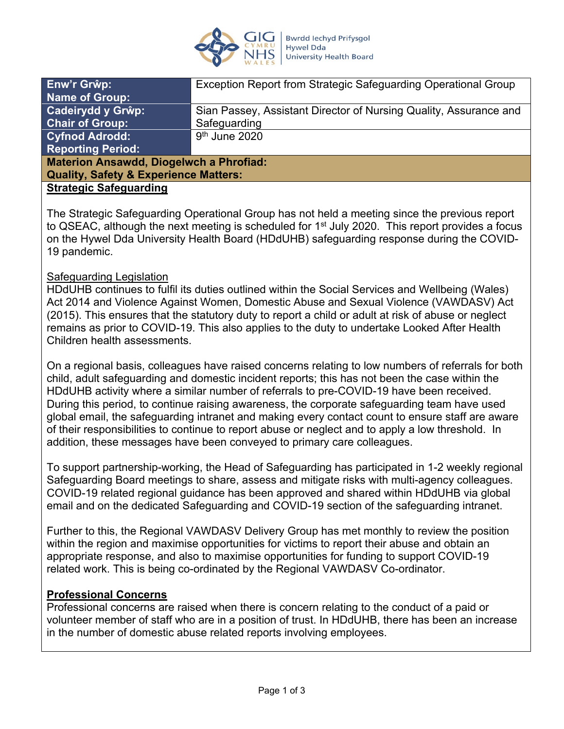| Enw'r Grŵp: Name of Group: | Exception Report from Strategic Safeguarding Operational Group |
|---|---|
| Cadeirydd y Grŵp: Chair of Group: | Sian Passey, Assistant Director of Nursing Quality, Assurance and Safeguarding |
| Cyfnod Adrodd: Reporting Period: | 9th June 2020 |

**Materion Ansawdd, Diogelwch a Phrofiad:**
**Quality, Safety & Experience Matters:**

**Strategic Safeguarding**

The Strategic Safeguarding Operational Group has not held a meeting since the previous report to QSEAC, although the next meeting is scheduled for 1st July 2020. This report provides a focus on the Hywel Dda University Health Board (HDdUHB) safeguarding response during the COVID-19 pandemic.

Safeguarding Legislation
HDdUHB continues to fulfil its duties outlined within the Social Services and Wellbeing (Wales) Act 2014 and Violence Against Women, Domestic Abuse and Sexual Violence (VAWDASV) Act (2015). This ensures that the statutory duty to report a child or adult at risk of abuse or neglect remains as prior to COVID-19. This also applies to the duty to undertake Looked After Health Children health assessments.

On a regional basis, colleagues have raised concerns relating to low numbers of referrals for both child, adult safeguarding and domestic incident reports; this has not been the case within the HDdUHB activity where a similar number of referrals to pre-COVID-19 have been received. During this period, to continue raising awareness, the corporate safeguarding team have used global email, the safeguarding intranet and making every contact count to ensure staff are aware of their responsibilities to continue to report abuse or neglect and to apply a low threshold. In addition, these messages have been conveyed to primary care colleagues.

To support partnership-working, the Head of Safeguarding has participated in 1-2 weekly regional Safeguarding Board meetings to share, assess and mitigate risks with multi-agency colleagues. COVID-19 related regional guidance has been approved and shared within HDdUHB via global email and on the dedicated Safeguarding and COVID-19 section of the safeguarding intranet.

Further to this, the Regional VAWDASV Delivery Group has met monthly to review the position within the region and maximise opportunities for victims to report their abuse and obtain an appropriate response, and also to maximise opportunities for funding to support COVID-19 related work. This is being co-ordinated by the Regional VAWDASV Co-ordinator.

**Professional Concerns**
Professional concerns are raised when there is concern relating to the conduct of a paid or volunteer member of staff who are in a position of trust. In HDdUHB, there has been an increase in the number of domestic abuse related reports involving employees.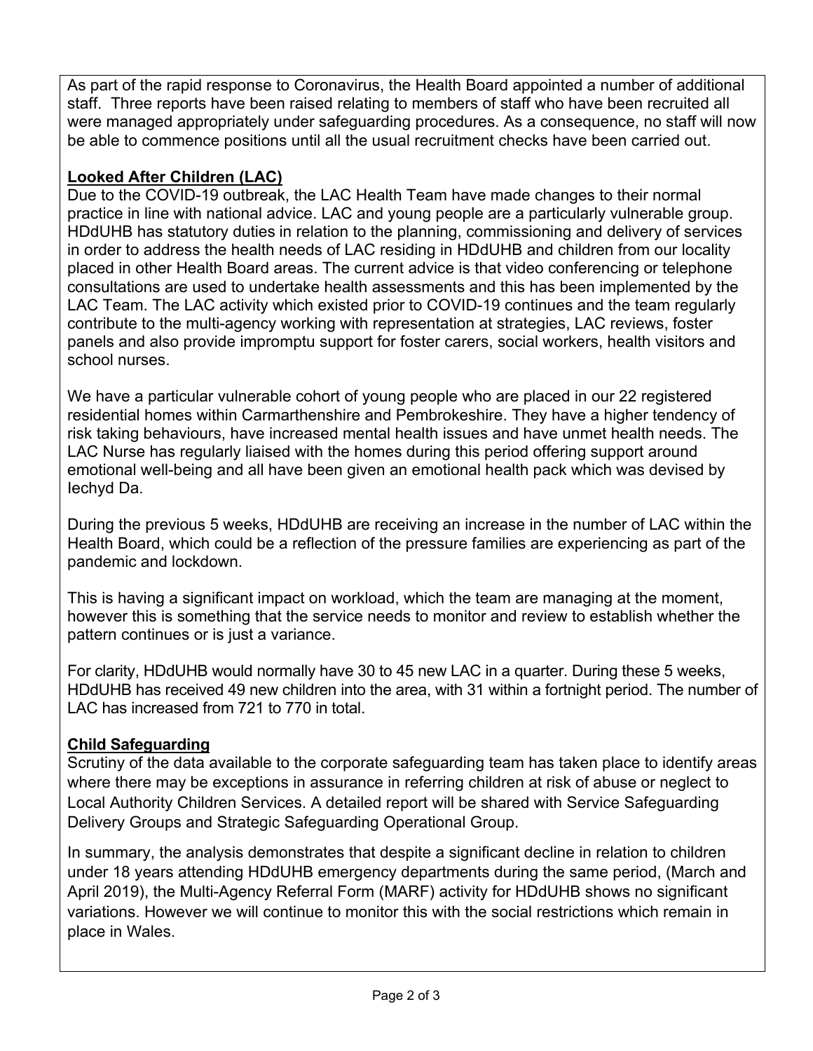As part of the rapid response to Coronavirus, the Health Board appointed a number of additional staff. Three reports have been raised relating to members of staff who have been recruited all were managed appropriately under safeguarding procedures. As a consequence, no staff will now be able to commence positions until all the usual recruitment checks have been carried out.

**Looked After Children (LAC)**

Due to the COVID-19 outbreak, the LAC Health Team have made changes to their normal practice in line with national advice. LAC and young people are a particularly vulnerable group. HDdUHB has statutory duties in relation to the planning, commissioning and delivery of services in order to address the health needs of LAC residing in HDdUHB and children from our locality placed in other Health Board areas. The current advice is that video conferencing or telephone consultations are used to undertake health assessments and this has been implemented by the LAC Team. The LAC activity which existed prior to COVID-19 continues and the team regularly contribute to the multi-agency working with representation at strategies, LAC reviews, foster panels and also provide impromptu support for foster carers, social workers, health visitors and school nurses.

We have a particular vulnerable cohort of young people who are placed in our 22 registered residential homes within Carmarthenshire and Pembrokeshire. They have a higher tendency of risk taking behaviours, have increased mental health issues and have unmet health needs. The LAC Nurse has regularly liaised with the homes during this period offering support around emotional well-being and all have been given an emotional health pack which was devised by Iechyd Da.

During the previous 5 weeks, HDdUHB are receiving an increase in the number of LAC within the Health Board, which could be a reflection of the pressure families are experiencing as part of the pandemic and lockdown.

This is having a significant impact on workload, which the team are managing at the moment, however this is something that the service needs to monitor and review to establish whether the pattern continues or is just a variance.

For clarity, HDdUHB would normally have 30 to 45 new LAC in a quarter. During these 5 weeks, HDdUHB has received 49 new children into the area, with 31 within a fortnight period. The number of LAC has increased from 721 to 770 in total.

**Child Safeguarding**

Scrutiny of the data available to the corporate safeguarding team has taken place to identify areas where there may be exceptions in assurance in referring children at risk of abuse or neglect to Local Authority Children Services. A detailed report will be shared with Service Safeguarding Delivery Groups and Strategic Safeguarding Operational Group.

In summary, the analysis demonstrates that despite a significant decline in relation to children under 18 years attending HDdUHB emergency departments during the same period, (March and April 2019), the Multi-Agency Referral Form (MARF) activity for HDdUHB shows no significant variations. However we will continue to monitor this with the social restrictions which remain in place in Wales.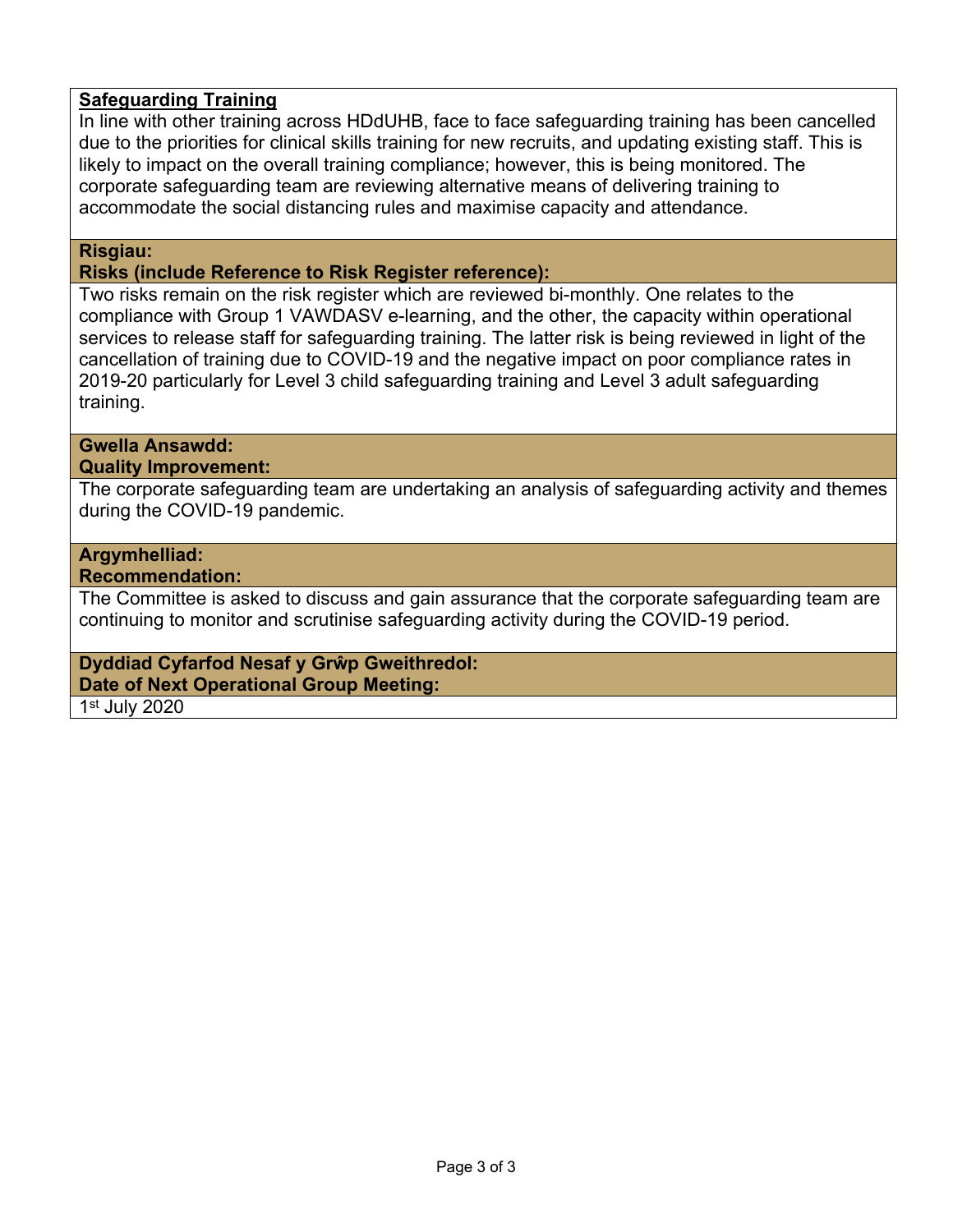**Safeguarding Training**

In line with other training across HDdUHB, face to face safeguarding training has been cancelled due to the priorities for clinical skills training for new recruits, and updating existing staff. This is likely to impact on the overall training compliance; however, this is being monitored. The corporate safeguarding team are reviewing alternative means of delivering training to accommodate the social distancing rules and maximise capacity and attendance.

**Risgiau:**
**Risks (include Reference to Risk Register reference):**

Two risks remain on the risk register which are reviewed bi-monthly. One relates to the compliance with Group 1 VAWDASV e-learning, and the other, the capacity within operational services to release staff for safeguarding training. The latter risk is being reviewed in light of the cancellation of training due to COVID-19 and the negative impact on poor compliance rates in 2019-20 particularly for Level 3 child safeguarding training and Level 3 adult safeguarding training.

**Gwella Ansawdd:**
**Quality Improvement:**

The corporate safeguarding team are undertaking an analysis of safeguarding activity and themes during the COVID-19 pandemic.

**Argymhelliad:**
**Recommendation:**

The Committee is asked to discuss and gain assurance that the corporate safeguarding team are continuing to monitor and scrutinise safeguarding activity during the COVID-19 period.

**Dyddiad Cyfarfod Nesaf y Grŵp Gweithredol:**
**Date of Next Operational Group Meeting:**

1st July 2020